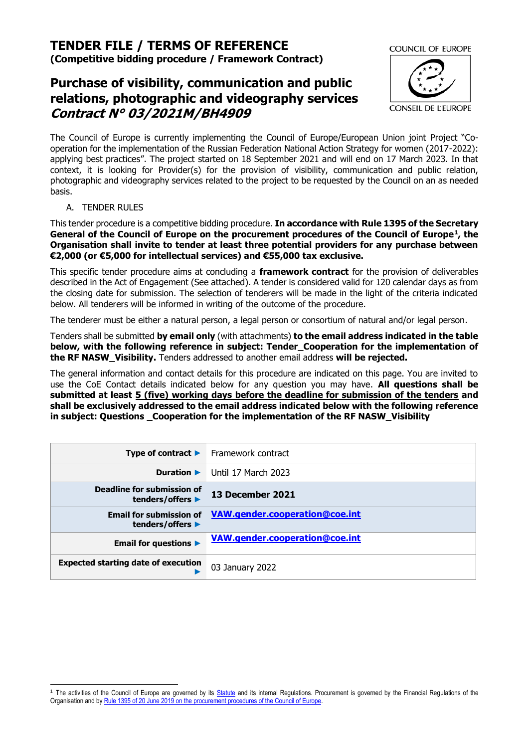# TENDER FILE / TERMS OF REFERENCE

**(Competitive bidding procedure / Framework Contract)**

COUNCIL OF EUROPE

CONSEIL DE L'EUROPE

## Purchase of visibility, communication and public relations, photographic and videography services

## *Contract N° 03/2021M/BH4909*

The Council of Europe is currently implementing the Council of Europe/European Union joint Project "Co-operation for the implementation of the Russian Federation National Action Strategy for women (2017-2022): applying best practices". The project started on 18 September 2021 and will end on 17 March 2023. In that context, it is looking for Provider(s) for the provision of visibility, communication and public relation, photographic and videography services related to the project to be requested by the Council on an as needed basis.

A. TENDER RULES

This tender procedure is a competitive bidding procedure. **In accordance with Rule 1395 of the Secretary General of the Council of Europe on the procurement procedures of the Council of Europe[1], the Organisation shall invite to tender at least three potential providers for any purchase between €2,000 (or €5,000 for intellectual services) and €55,000 tax exclusive.**

This specific tender procedure aims at concluding a **framework contract** for the provision of deliverables described in the Act of Engagement (See attached). A tender is considered valid for 120 calendar days as from the closing date for submission. The selection of tenderers will be made in the light of the criteria indicated below. All tenderers will be informed in writing of the outcome of the procedure.

The tenderer must be either a natural person, a legal person or consortium of natural and/or legal person.

Tenders shall be submitted **by email only** (with attachments) **to the email address indicated in the table below, with the following reference in subject: Tender_Cooperation for the implementation of the RF NASW_Visibility.** Tenders addressed to another email address **will be rejected.**

The general information and contact details for this procedure are indicated on this page. You are invited to use the CoE Contact details indicated below for any question you may have. **All questions shall be submitted at least 5 (five) working days before the deadline for submission of the tenders and shall be exclusively addressed to the email address indicated below with the following reference in subject: Questions _Cooperation for the implementation of the RF NASW_Visibility**

| | |
|---|---|
| **Type of contract ►** | Framework contract |
| **Duration ►** | Until 17 March 2023 |
| **Deadline for submission of tenders/offers ►** | **13 December 2021** |
| **Email for submission of tenders/offers ►** | **VAW.gender.cooperation@coe.int** |
| **Email for questions ►** | **VAW.gender.cooperation@coe.int** |
| **Expected starting date of execution ►** | 03 January 2022 |

[1] The activities of the Council of Europe are governed by its Statute and its internal Regulations. Procurement is governed by the Financial Regulations of the Organisation and by Rule 1395 of 20 June 2019 on the procurement procedures of the Council of Europe.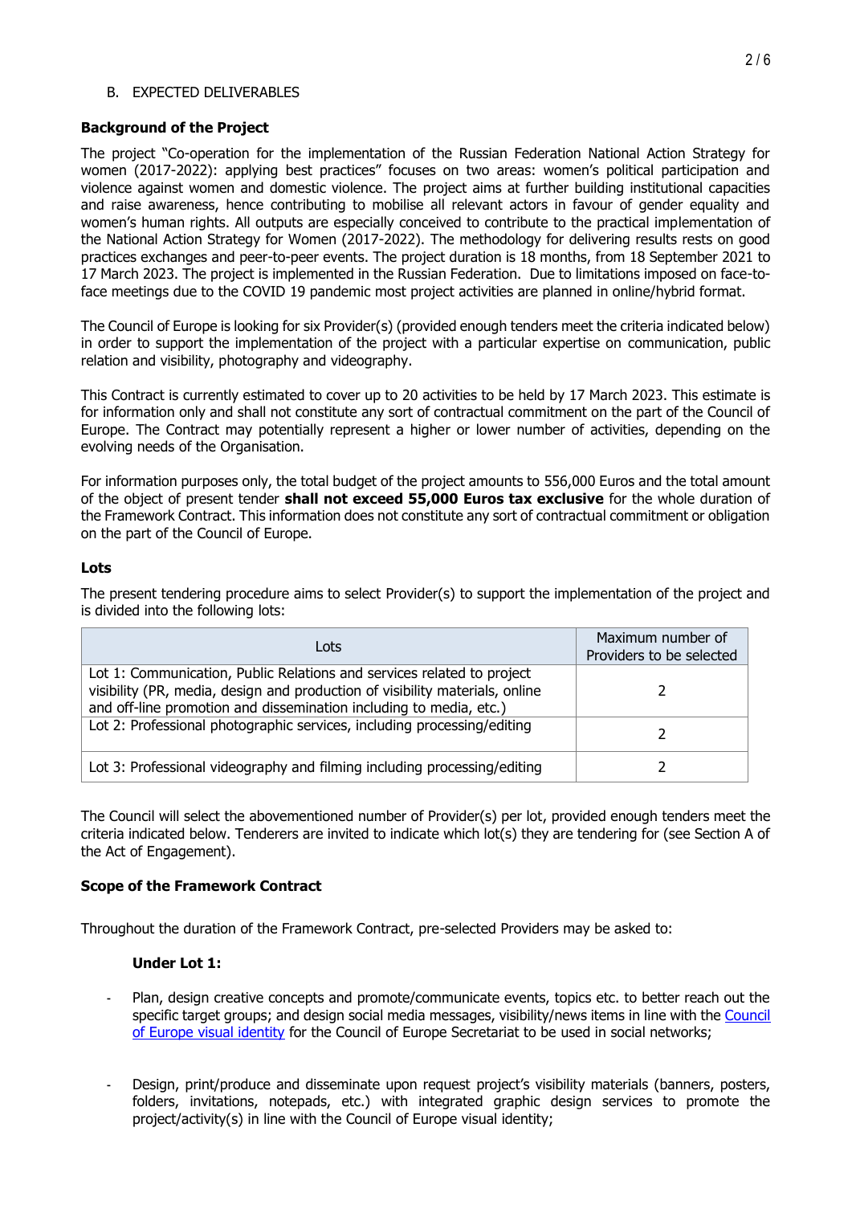B. EXPECTED DELIVERABLES

**Background of the Project**

The project "Co-operation for the implementation of the Russian Federation National Action Strategy for women (2017-2022): applying best practices" focuses on two areas: women's political participation and violence against women and domestic violence. The project aims at further building institutional capacities and raise awareness, hence contributing to mobilise all relevant actors in favour of gender equality and women's human rights. All outputs are especially conceived to contribute to the practical implementation of the National Action Strategy for Women (2017-2022). The methodology for delivering results rests on good practices exchanges and peer-to-peer events. The project duration is 18 months, from 18 September 2021 to 17 March 2023. The project is implemented in the Russian Federation. Due to limitations imposed on face-to-face meetings due to the COVID 19 pandemic most project activities are planned in online/hybrid format.

The Council of Europe is looking for six Provider(s) (provided enough tenders meet the criteria indicated below) in order to support the implementation of the project with a particular expertise on communication, public relation and visibility, photography and videography.

This Contract is currently estimated to cover up to 20 activities to be held by 17 March 2023. This estimate is for information only and shall not constitute any sort of contractual commitment on the part of the Council of Europe. The Contract may potentially represent a higher or lower number of activities, depending on the evolving needs of the Organisation.

For information purposes only, the total budget of the project amounts to 556,000 Euros and the total amount of the object of present tender **shall not exceed 55,000 Euros tax exclusive** for the whole duration of the Framework Contract. This information does not constitute any sort of contractual commitment or obligation on the part of the Council of Europe.

**Lots**

The present tendering procedure aims to select Provider(s) to support the implementation of the project and is divided into the following lots:

| Lots | Maximum number of Providers to be selected |
|---|---|
| Lot 1: Communication, Public Relations and services related to project visibility (PR, media, design and production of visibility materials, online and off-line promotion and dissemination including to media, etc.) | 2 |
| Lot 2: Professional photographic services, including processing/editing | 2 |
| Lot 3: Professional videography and filming including processing/editing | 2 |

The Council will select the abovementioned number of Provider(s) per lot, provided enough tenders meet the criteria indicated below. Tenderers are invited to indicate which lot(s) they are tendering for (see Section A of the Act of Engagement).

**Scope of the Framework Contract**

Throughout the duration of the Framework Contract, pre-selected Providers may be asked to:

**Under Lot 1:**

- Plan, design creative concepts and promote/communicate events, topics etc. to better reach out the specific target groups; and design social media messages, visibility/news items in line with the Council of Europe visual identity for the Council of Europe Secretariat to be used in social networks;

- Design, print/produce and disseminate upon request project's visibility materials (banners, posters, folders, invitations, notepads, etc.) with integrated graphic design services to promote the project/activity(s) in line with the Council of Europe visual identity;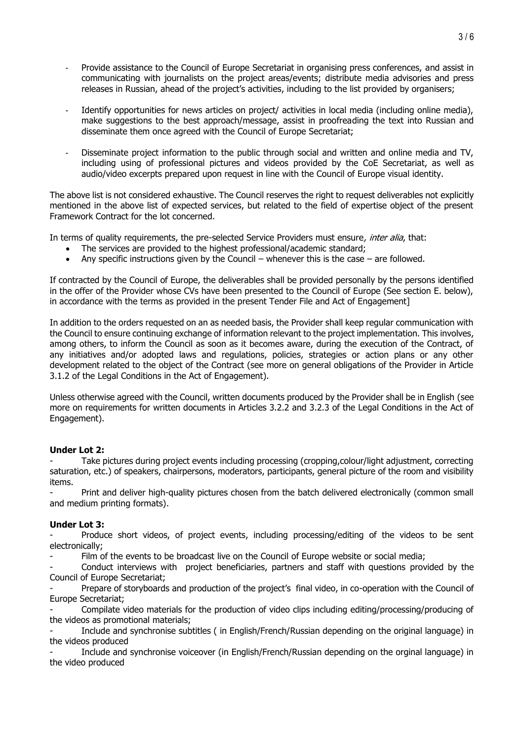- Provide assistance to the Council of Europe Secretariat in organising press conferences, and assist in communicating with journalists on the project areas/events; distribute media advisories and press releases in Russian, ahead of the project's activities, including to the list provided by organisers;

- Identify opportunities for news articles on project/ activities in local media (including online media), make suggestions to the best approach/message, assist in proofreading the text into Russian and disseminate them once agreed with the Council of Europe Secretariat;

- Disseminate project information to the public through social and written and online media and TV, including using of professional pictures and videos provided by the CoE Secretariat, as well as audio/video excerpts prepared upon request in line with the Council of Europe visual identity.

The above list is not considered exhaustive. The Council reserves the right to request deliverables not explicitly mentioned in the above list of expected services, but related to the field of expertise object of the present Framework Contract for the lot concerned.

In terms of quality requirements, the pre-selected Service Providers must ensure, *inter alia*, that:

- The services are provided to the highest professional/academic standard;
- Any specific instructions given by the Council – whenever this is the case – are followed.

If contracted by the Council of Europe, the deliverables shall be provided personally by the persons identified in the offer of the Provider whose CVs have been presented to the Council of Europe (See section E. below), in accordance with the terms as provided in the present Tender File and Act of Engagement]

In addition to the orders requested on an as needed basis, the Provider shall keep regular communication with the Council to ensure continuing exchange of information relevant to the project implementation. This involves, among others, to inform the Council as soon as it becomes aware, during the execution of the Contract, of any initiatives and/or adopted laws and regulations, policies, strategies or action plans or any other development related to the object of the Contract (see more on general obligations of the Provider in Article 3.1.2 of the Legal Conditions in the Act of Engagement).

Unless otherwise agreed with the Council, written documents produced by the Provider shall be in English (see more on requirements for written documents in Articles 3.2.2 and 3.2.3 of the Legal Conditions in the Act of Engagement).

**Under Lot 2:**

- Take pictures during project events including processing (cropping,colour/light adjustment, correcting saturation, etc.) of speakers, chairpersons, moderators, participants, general picture of the room and visibility items.
- Print and deliver high-quality pictures chosen from the batch delivered electronically (common small and medium printing formats).

**Under Lot 3:**

- Produce short videos, of project events, including processing/editing of the videos to be sent electronically;
- Film of the events to be broadcast live on the Council of Europe website or social media;
- Conduct interviews with project beneficiaries, partners and staff with questions provided by the Council of Europe Secretariat;
- Prepare of storyboards and production of the project's final video, in co-operation with the Council of Europe Secretariat;
- Compilate video materials for the production of video clips including editing/processing/producing of the videos as promotional materials;
- Include and synchronise subtitles ( in English/French/Russian depending on the original language) in the videos produced
- Include and synchronise voiceover (in English/French/Russian depending on the orginal language) in the video produced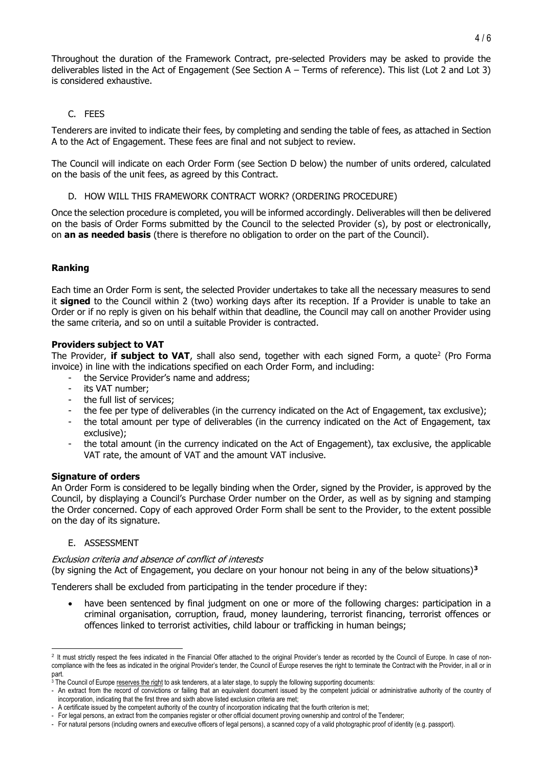Throughout the duration of the Framework Contract, pre-selected Providers may be asked to provide the deliverables listed in the Act of Engagement (See Section A – Terms of reference). This list (Lot 2 and Lot 3) is considered exhaustive.

## C. FEES

Tenderers are invited to indicate their fees, by completing and sending the table of fees, as attached in Section A to the Act of Engagement. These fees are final and not subject to review.

The Council will indicate on each Order Form (see Section D below) the number of units ordered, calculated on the basis of the unit fees, as agreed by this Contract.

## D. HOW WILL THIS FRAMEWORK CONTRACT WORK? (ORDERING PROCEDURE)

Once the selection procedure is completed, you will be informed accordingly. Deliverables will then be delivered on the basis of Order Forms submitted by the Council to the selected Provider (s), by post or electronically, on **an as needed basis** (there is therefore no obligation to order on the part of the Council).

### Ranking

Each time an Order Form is sent, the selected Provider undertakes to take all the necessary measures to send it **signed** to the Council within 2 (two) working days after its reception. If a Provider is unable to take an Order or if no reply is given on his behalf within that deadline, the Council may call on another Provider using the same criteria, and so on until a suitable Provider is contracted.

### Providers subject to VAT

The Provider, **if subject to VAT**, shall also send, together with each signed Form, a quote[2] (Pro Forma invoice) in line with the indications specified on each Order Form, and including:

- the Service Provider's name and address;
- its VAT number;
- the full list of services;
- the fee per type of deliverables (in the currency indicated on the Act of Engagement, tax exclusive);
- the total amount per type of deliverables (in the currency indicated on the Act of Engagement, tax exclusive);
- the total amount (in the currency indicated on the Act of Engagement), tax exclusive, the applicable VAT rate, the amount of VAT and the amount VAT inclusive.

### Signature of orders

An Order Form is considered to be legally binding when the Order, signed by the Provider, is approved by the Council, by displaying a Council's Purchase Order number on the Order, as well as by signing and stamping the Order concerned. Copy of each approved Order Form shall be sent to the Provider, to the extent possible on the day of its signature.

## E. ASSESSMENT

*Exclusion criteria and absence of conflict of interests*

(by signing the Act of Engagement, you declare on your honour not being in any of the below situations)[3]

Tenderers shall be excluded from participating in the tender procedure if they:

- have been sentenced by final judgment on one or more of the following charges: participation in a criminal organisation, corruption, fraud, money laundering, terrorist financing, terrorist offences or offences linked to terrorist activities, child labour or trafficking in human beings;

---

[2] It must strictly respect the fees indicated in the Financial Offer attached to the original Provider's tender as recorded by the Council of Europe. In case of non-compliance with the fees as indicated in the original Provider's tender, the Council of Europe reserves the right to terminate the Contract with the Provider, in all or in part.

[3] The Council of Europe reserves the right to ask tenderers, at a later stage, to supply the following supporting documents:

- An extract from the record of convictions or failing that an equivalent document issued by the competent judicial or administrative authority of the country of incorporation, indicating that the first three and sixth above listed exclusion criteria are met;
- A certificate issued by the competent authority of the country of incorporation indicating that the fourth criterion is met;
- For legal persons, an extract from the companies register or other official document proving ownership and control of the Tenderer;
- For natural persons (including owners and executive officers of legal persons), a scanned copy of a valid photographic proof of identity (e.g. passport).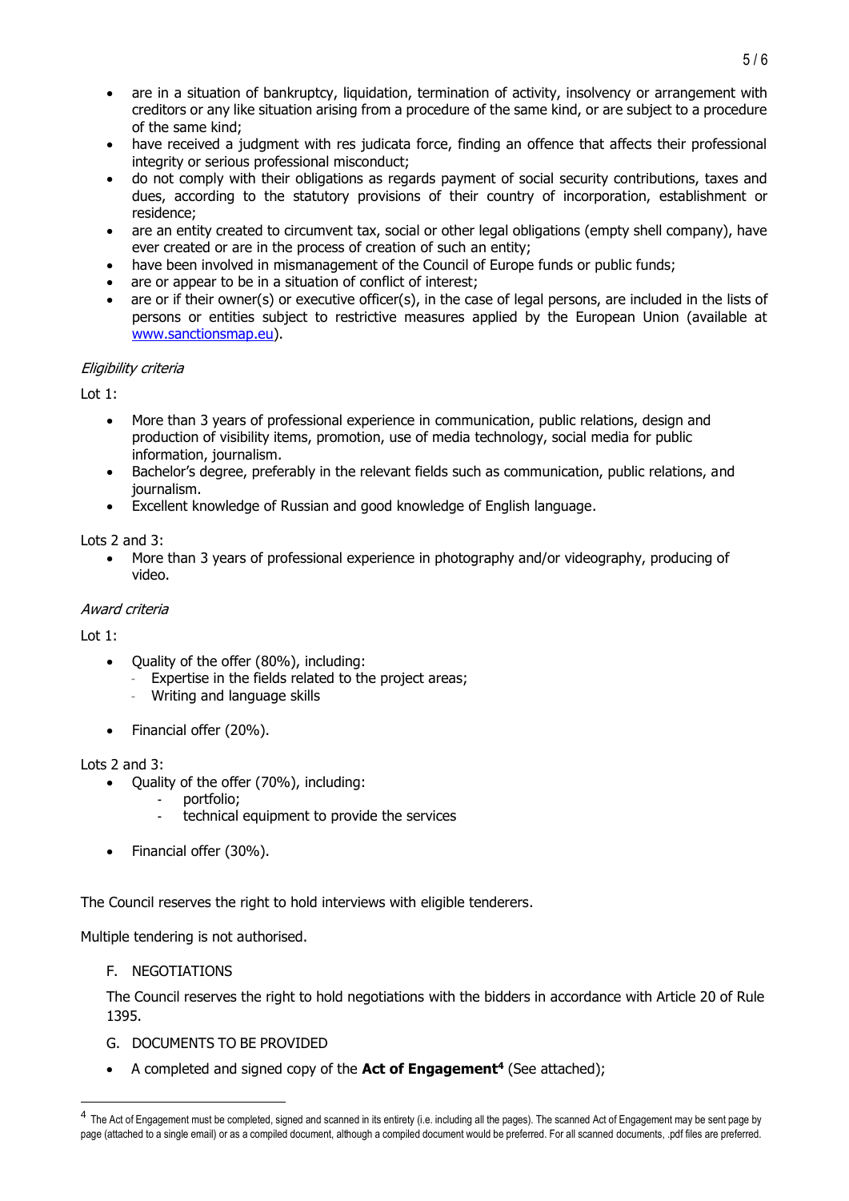- are in a situation of bankruptcy, liquidation, termination of activity, insolvency or arrangement with creditors or any like situation arising from a procedure of the same kind, or are subject to a procedure of the same kind;
- have received a judgment with res judicata force, finding an offence that affects their professional integrity or serious professional misconduct;
- do not comply with their obligations as regards payment of social security contributions, taxes and dues, according to the statutory provisions of their country of incorporation, establishment or residence;
- are an entity created to circumvent tax, social or other legal obligations (empty shell company), have ever created or are in the process of creation of such an entity;
- have been involved in mismanagement of the Council of Europe funds or public funds;
- are or appear to be in a situation of conflict of interest;
- are or if their owner(s) or executive officer(s), in the case of legal persons, are included in the lists of persons or entities subject to restrictive measures applied by the European Union (available at [www.sanctionsmap.eu](www.sanctionsmap.eu)).

*Eligibility criteria*

Lot 1:

- More than 3 years of professional experience in communication, public relations, design and production of visibility items, promotion, use of media technology, social media for public information, journalism.
- Bachelor's degree, preferably in the relevant fields such as communication, public relations, and journalism.
- Excellent knowledge of Russian and good knowledge of English language.

Lots 2 and 3:

- More than 3 years of professional experience in photography and/or videography, producing of video.

*Award criteria*

Lot 1:

- Quality of the offer (80%), including:
  - Expertise in the fields related to the project areas;
  - Writing and language skills
- Financial offer (20%).

Lots 2 and 3:

- Quality of the offer (70%), including:
  - portfolio;
  - technical equipment to provide the services
- Financial offer (30%).

The Council reserves the right to hold interviews with eligible tenderers.

Multiple tendering is not authorised.

## F. NEGOTIATIONS

The Council reserves the right to hold negotiations with the bidders in accordance with Article 20 of Rule 1395.

## G. DOCUMENTS TO BE PROVIDED

- A completed and signed copy of the **Act of Engagement**[4] (See attached);

[4] The Act of Engagement must be completed, signed and scanned in its entirety (i.e. including all the pages). The scanned Act of Engagement may be sent page by page (attached to a single email) or as a compiled document, although a compiled document would be preferred. For all scanned documents, .pdf files are preferred.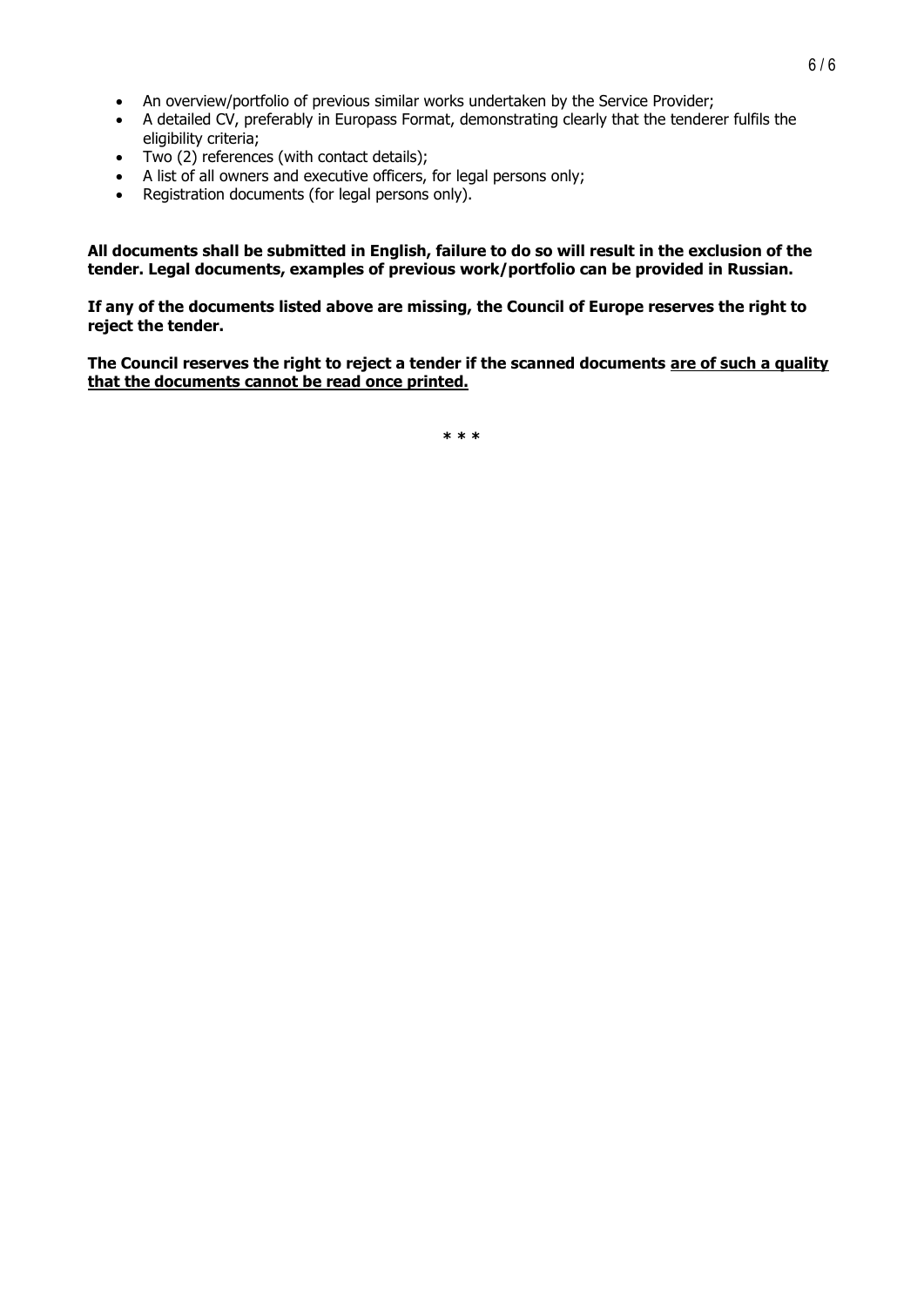- An overview/portfolio of previous similar works undertaken by the Service Provider;
- A detailed CV, preferably in Europass Format, demonstrating clearly that the tenderer fulfils the eligibility criteria;
- Two (2) references (with contact details);
- A list of all owners and executive officers, for legal persons only;
- Registration documents (for legal persons only).

**All documents shall be submitted in English, failure to do so will result in the exclusion of the tender. Legal documents, examples of previous work/portfolio can be provided in Russian.**

**If any of the documents listed above are missing, the Council of Europe reserves the right to reject the tender.**

**The Council reserves the right to reject a tender if the scanned documents <u>are of such a quality that the documents cannot be read once printed.</u>**

\* \* \*